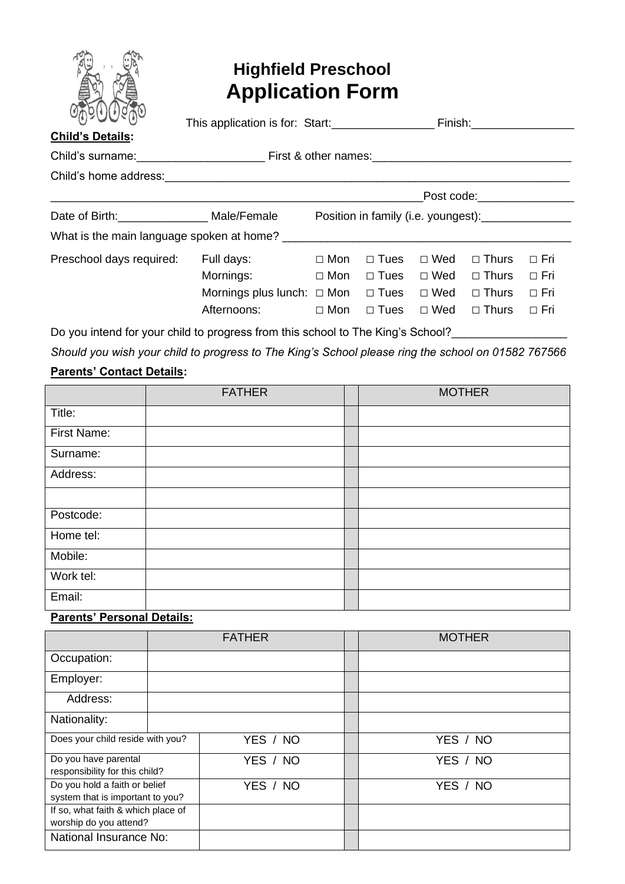# Highfield Preschool

## Application Form

This application is for: Start:________________ Finish:________________

**Child's Details:**

Child's surname:____________________ First & other names:_______________________________

Child's home address:_________________________________________________________________

___________________________________________________________Post code:_______________

Date of Birth:______________ Male/Female Position in family (i.e. youngest):______________

What is the main language spoken at home? ____________________________________________

| Preschool days required: | | | | | | |
|---|---|---|---|---|---|---|
| | Full days: | □ Mon | □ Tues | □ Wed | □ Thurs | □ Fri |
| | Mornings: | □ Mon | □ Tues | □ Wed | □ Thurs | □ Fri |
| | Mornings plus lunch: | □ Mon | □ Tues | □ Wed | □ Thurs | □ Fri |
| | Afternoons: | □ Mon | □ Tues | □ Wed | □ Thurs | □ Fri |

Do you intend for your child to progress from this school to The King's School?__________________

*Should you wish your child to progress to The King's School please ring the school on 01582 767566*

**Parents' Contact Details:**

| | FATHER | | MOTHER |
|---|---|---|---|
| Title: | | | |
| First Name: | | | |
| Surname: | | | |
| Address: | | | |
| | | | |
| Postcode: | | | |
| Home tel: | | | |
| Mobile: | | | |
| Work tel: | | | |
| Email: | | | |

**Parents' Personal Details:**

| | FATHER | | MOTHER |
|---|---|---|---|
| Occupation: | | | |
| Employer: | | | |
| Address: | | | |
| Nationality: | | | |
| Does your child reside with you? | YES / NO | | YES / NO |
| Do you have parental responsibility for this child? | YES / NO | | YES / NO |
| Do you hold a faith or belief system that is important to you? | YES / NO | | YES / NO |
| If so, what faith & which place of worship do you attend? | | | |
| National Insurance No: | | | |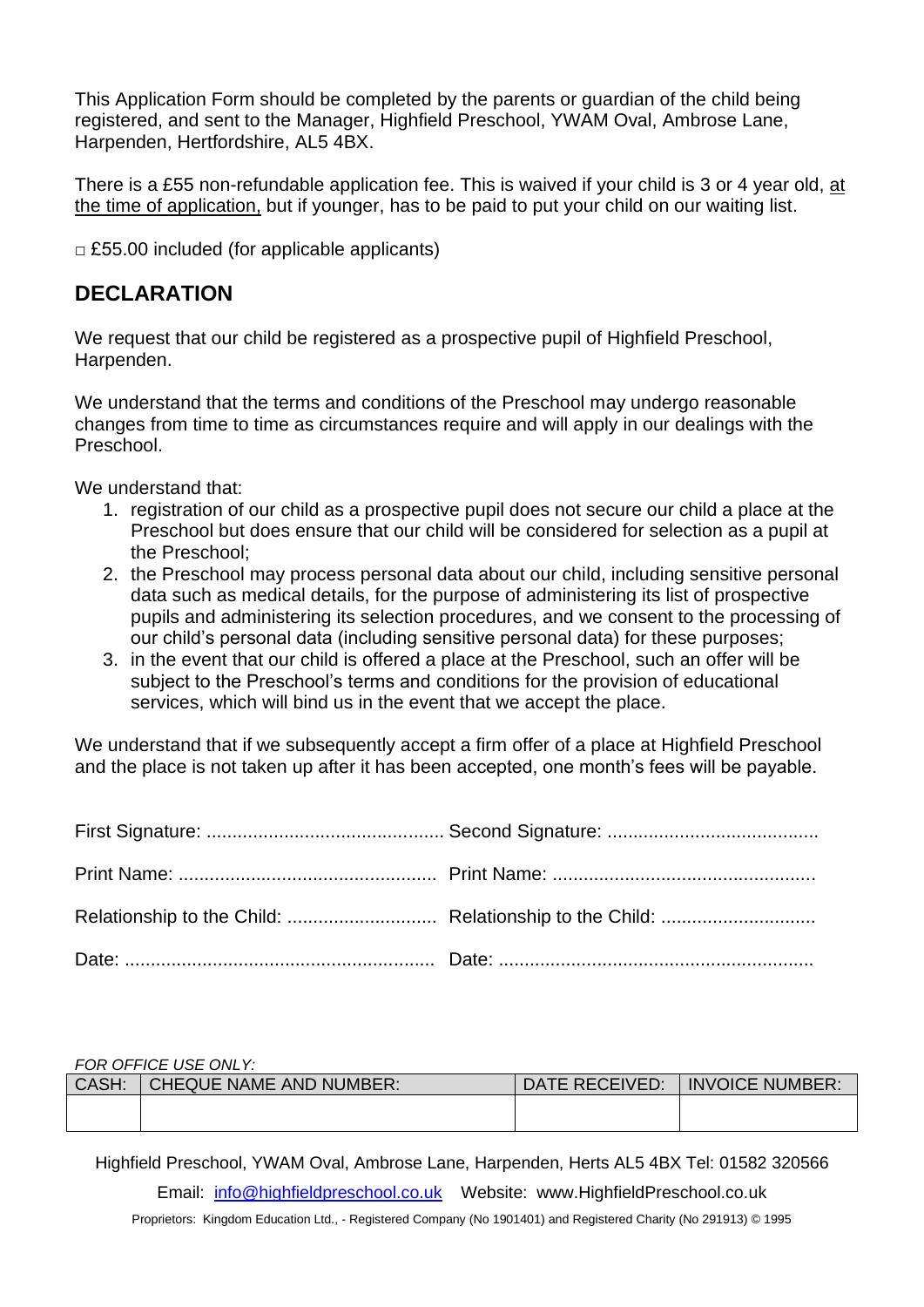This Application Form should be completed by the parents or guardian of the child being registered, and sent to the Manager, Highfield Preschool, YWAM Oval, Ambrose Lane, Harpenden, Hertfordshire, AL5 4BX.

There is a £55 non-refundable application fee. This is waived if your child is 3 or 4 year old, at the time of application, but if younger, has to be paid to put your child on our waiting list.

□ £55.00 included (for applicable applicants)

## DECLARATION

We request that our child be registered as a prospective pupil of Highfield Preschool, Harpenden.

We understand that the terms and conditions of the Preschool may undergo reasonable changes from time to time as circumstances require and will apply in our dealings with the Preschool.

We understand that:

1. registration of our child as a prospective pupil does not secure our child a place at the Preschool but does ensure that our child will be considered for selection as a pupil at the Preschool;
2. the Preschool may process personal data about our child, including sensitive personal data such as medical details, for the purpose of administering its list of prospective pupils and administering its selection procedures, and we consent to the processing of our child's personal data (including sensitive personal data) for these purposes;
3. in the event that our child is offered a place at the Preschool, such an offer will be subject to the Preschool's terms and conditions for the provision of educational services, which will bind us in the event that we accept the place.

We understand that if we subsequently accept a firm offer of a place at Highfield Preschool and the place is not taken up after it has been accepted, one month's fees will be payable.

First Signature: ............................................. Second Signature: ........................................

Print Name: ................................................. Print Name: .................................................

Relationship to the Child: ............................ Relationship to the Child: .............................

Date: ............................................................ Date: ............................................................

*FOR OFFICE USE ONLY:*

| CASH: | CHEQUE NAME AND NUMBER: | DATE RECEIVED: | INVOICE NUMBER: |
|---|---|---|---|
| | | | |

Highfield Preschool, YWAM Oval, Ambrose Lane, Harpenden, Herts AL5 4BX Tel: 01582 320566

Email: info@highfieldpreschool.co.uk Website: www.HighfieldPreschool.co.uk

Proprietors: Kingdom Education Ltd., - Registered Company (No 1901401) and Registered Charity (No 291913) © 1995